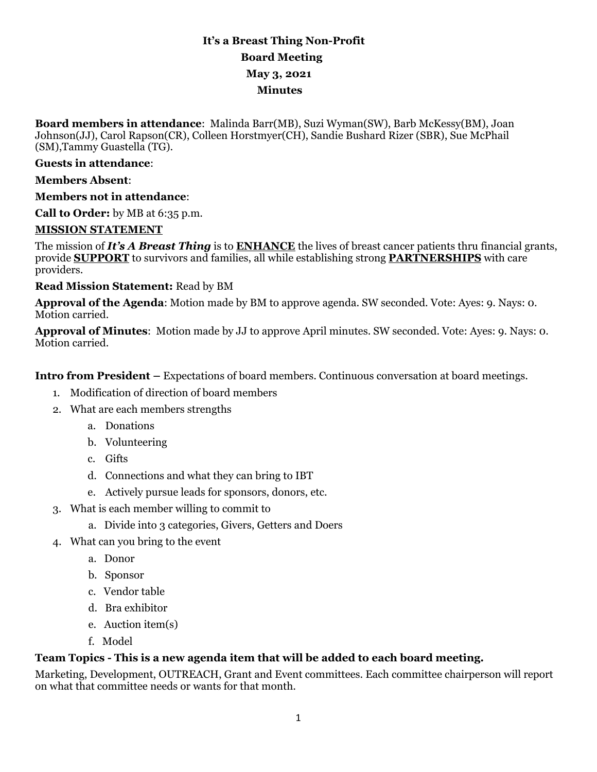**It's a Breast Thing Non-Profit**
**Board Meeting**
**May 3, 2021**
**Minutes**

**Board members in attendance**: Malinda Barr(MB), Suzi Wyman(SW), Barb McKessy(BM), Joan Johnson(JJ), Carol Rapson(CR), Colleen Horstmyer(CH), Sandie Bushard Rizer (SBR), Sue McPhail (SM),Tammy Guastella (TG).

**Guests in attendance**:

**Members Absent**:

**Members not in attendance**:

**Call to Order:** by MB at 6:35 p.m.

**MISSION STATEMENT**

The mission of ***It's A Breast Thing*** is to **ENHANCE** the lives of breast cancer patients thru financial grants, provide **SUPPORT** to survivors and families, all while establishing strong **PARTNERSHIPS** with care providers.

**Read Mission Statement:** Read by BM

**Approval of the Agenda**: Motion made by BM to approve agenda. SW seconded. Vote: Ayes: 9. Nays: 0. Motion carried.

**Approval of Minutes**: Motion made by JJ to approve April minutes. SW seconded. Vote: Ayes: 9. Nays: 0. Motion carried.

**Intro from President –** Expectations of board members. Continuous conversation at board meetings.

1. Modification of direction of board members
2. What are each members strengths
    a. Donations
    b. Volunteering
    c. Gifts
    d. Connections and what they can bring to IBT
    e. Actively pursue leads for sponsors, donors, etc.
3. What is each member willing to commit to
    a. Divide into 3 categories, Givers, Getters and Doers
4. What can you bring to the event
    a. Donor
    b. Sponsor
    c. Vendor table
    d. Bra exhibitor
    e. Auction item(s)
    f. Model

**Team Topics - This is a new agenda item that will be added to each board meeting.**

Marketing, Development, OUTREACH, Grant and Event committees. Each committee chairperson will report on what that committee needs or wants for that month.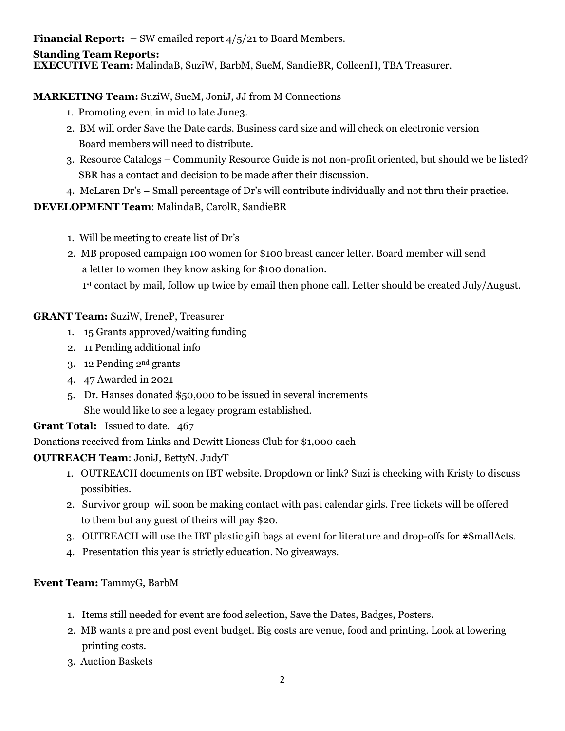**Financial Report:** – SW emailed report 4/5/21 to Board Members.

**Standing Team Reports:**

**EXECUTIVE Team:** MalindaB, SuziW, BarbM, SueM, SandieBR, ColleenH, TBA Treasurer.

**MARKETING Team:** SuziW, SueM, JoniJ, JJ from M Connections

1. Promoting event in mid to late June3.
2. BM will order Save the Date cards. Business card size and will check on electronic version Board members will need to distribute.
3. Resource Catalogs – Community Resource Guide is not non-profit oriented, but should we be listed? SBR has a contact and decision to be made after their discussion.
4. McLaren Dr's – Small percentage of Dr's will contribute individually and not thru their practice.

**DEVELOPMENT Team**: MalindaB, CarolR, SandieBR

1. Will be meeting to create list of Dr's
2. MB proposed campaign 100 women for $100 breast cancer letter. Board member will send a letter to women they know asking for $100 donation.
   1st contact by mail, follow up twice by email then phone call. Letter should be created July/August.

**GRANT Team:** SuziW, IreneP, Treasurer

1. 15 Grants approved/waiting funding
2. 11 Pending additional info
3. 12 Pending 2nd grants
4. 47 Awarded in 2021
5. Dr. Hanses donated $50,000 to be issued in several increments
   She would like to see a legacy program established.

**Grant Total:** Issued to date. 467

Donations received from Links and Dewitt Lioness Club for $1,000 each

**OUTREACH Team**: JoniJ, BettyN, JudyT

1. OUTREACH documents on IBT website. Dropdown or link? Suzi is checking with Kristy to discuss possibities.
2. Survivor group will soon be making contact with past calendar girls. Free tickets will be offered to them but any guest of theirs will pay $20.
3. OUTREACH will use the IBT plastic gift bags at event for literature and drop-offs for #SmallActs.
4. Presentation this year is strictly education. No giveaways.

**Event Team:** TammyG, BarbM

1. Items still needed for event are food selection, Save the Dates, Badges, Posters.
2. MB wants a pre and post event budget. Big costs are venue, food and printing. Look at lowering printing costs.
3. Auction Baskets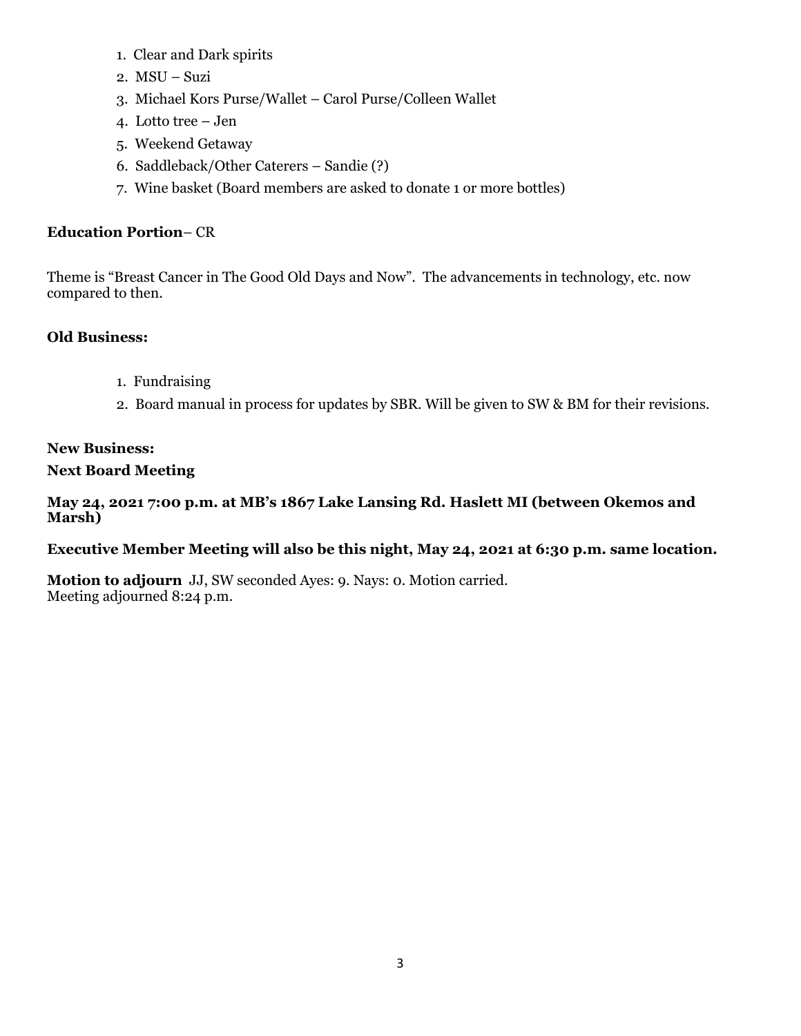1. Clear and Dark spirits
2. MSU – Suzi
3. Michael Kors Purse/Wallet – Carol Purse/Colleen Wallet
4. Lotto tree – Jen
5. Weekend Getaway
6. Saddleback/Other Caterers – Sandie (?)
7. Wine basket (Board members are asked to donate 1 or more bottles)

**Education Portion**– CR

Theme is "Breast Cancer in The Good Old Days and Now". The advancements in technology, etc. now compared to then.

**Old Business:**

1. Fundraising
2. Board manual in process for updates by SBR. Will be given to SW & BM for their revisions.

**New Business:**

**Next Board Meeting**

**May 24, 2021 7:00 p.m. at MB's 1867 Lake Lansing Rd. Haslett MI (between Okemos and Marsh)**

**Executive Member Meeting will also be this night, May 24, 2021 at 6:30 p.m. same location.**

**Motion to adjourn** JJ, SW seconded Ayes: 9. Nays: 0. Motion carried.
Meeting adjourned 8:24 p.m.